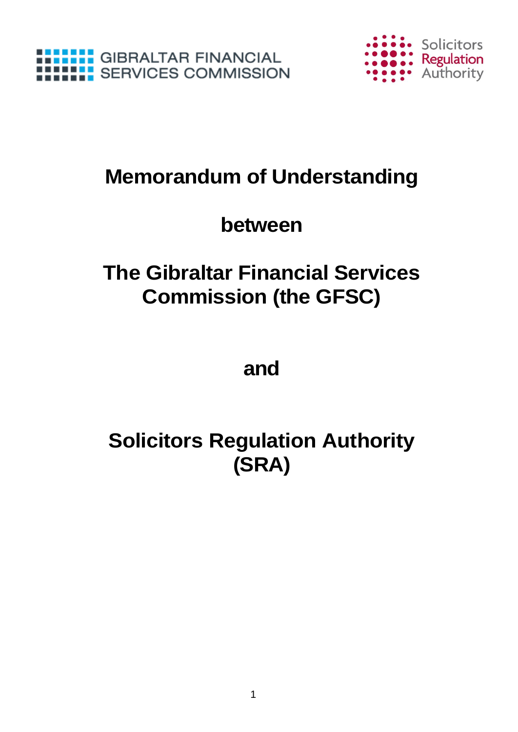GIBRALTAR FINANCIAL SERVICES COMMISSION

Solicitors Regulation Authority

# Memorandum of Understanding

# between

# The Gibraltar Financial Services Commission (the GFSC)

# and

# Solicitors Regulation Authority (SRA)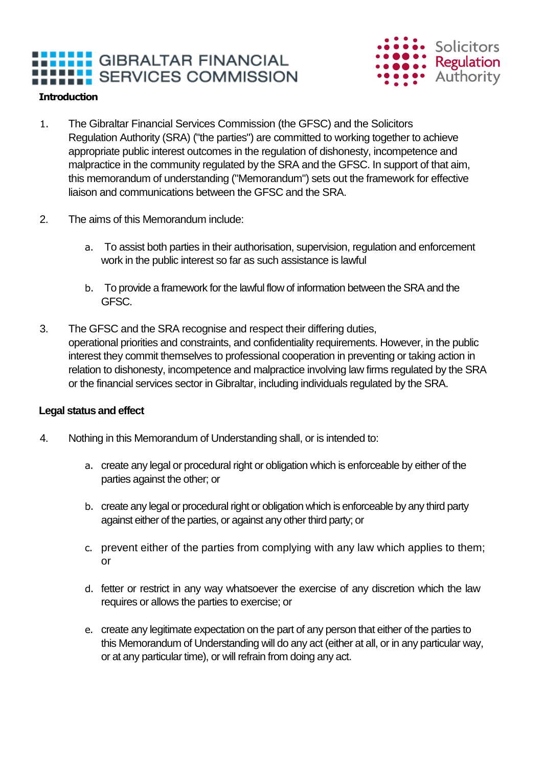**Introduction**

1. The Gibraltar Financial Services Commission (the GFSC) and the Solicitors Regulation Authority (SRA) ("the parties") are committed to working together to achieve appropriate public interest outcomes in the regulation of dishonesty, incompetence and malpractice in the community regulated by the SRA and the GFSC. In support of that aim, this memorandum of understanding ("Memorandum") sets out the framework for effective liaison and communications between the GFSC and the SRA.

2. The aims of this Memorandum include:

   a. To assist both parties in their authorisation, supervision, regulation and enforcement work in the public interest so far as such assistance is lawful

   b. To provide a framework for the lawful flow of information between the SRA and the GFSC.

3. The GFSC and the SRA recognise and respect their differing duties, operational priorities and constraints, and confidentiality requirements. However, in the public interest they commit themselves to professional cooperation in preventing or taking action in relation to dishonesty, incompetence and malpractice involving law firms regulated by the SRA or the financial services sector in Gibraltar, including individuals regulated by the SRA.

**Legal status and effect**

4. Nothing in this Memorandum of Understanding shall, or is intended to:

   a. create any legal or procedural right or obligation which is enforceable by either of the parties against the other; or

   b. create any legal or procedural right or obligation which is enforceable by any third party against either of the parties, or against any other third party; or

   c. prevent either of the parties from complying with any law which applies to them; or

   d. fetter or restrict in any way whatsoever the exercise of any discretion which the law requires or allows the parties to exercise; or

   e. create any legitimate expectation on the part of any person that either of the parties to this Memorandum of Understanding will do any act (either at all, or in any particular way, or at any particular time), or will refrain from doing any act.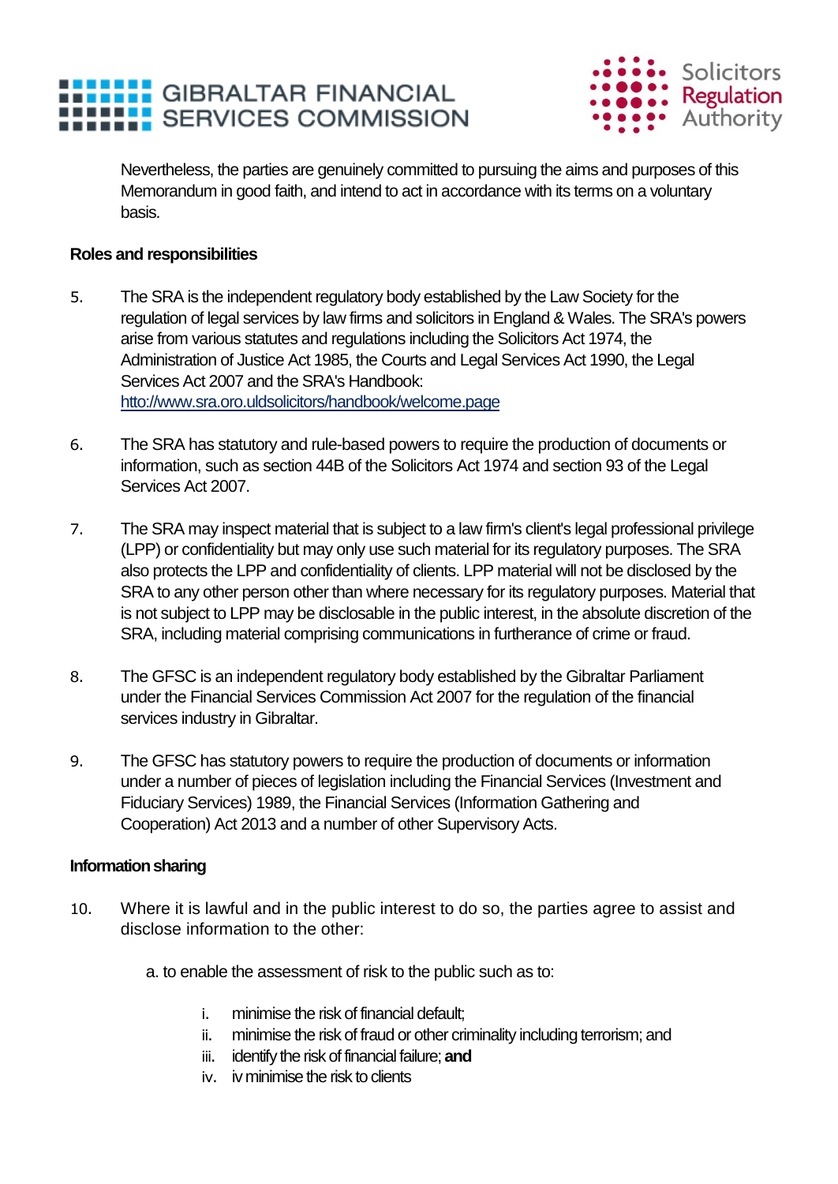Nevertheless, the parties are genuinely committed to pursuing the aims and purposes of this Memorandum in good faith, and intend to act in accordance with its terms on a voluntary basis.

**Roles and responsibilities**

5. The SRA is the independent regulatory body established by the Law Society for the regulation of legal services by law firms and solicitors in England & Wales. The SRA's powers arise from various statutes and regulations including the Solicitors Act 1974, the Administration of Justice Act 1985, the Courts and Legal Services Act 1990, the Legal Services Act 2007 and the SRA's Handbook: http://www.sra.oro.uldsolicitors/handbook/welcome.page

6. The SRA has statutory and rule-based powers to require the production of documents or information, such as section 44B of the Solicitors Act 1974 and section 93 of the Legal Services Act 2007.

7. The SRA may inspect material that is subject to a law firm's client's legal professional privilege (LPP) or confidentiality but may only use such material for its regulatory purposes. The SRA also protects the LPP and confidentiality of clients. LPP material will not be disclosed by the SRA to any other person other than where necessary for its regulatory purposes. Material that is not subject to LPP may be disclosable in the public interest, in the absolute discretion of the SRA, including material comprising communications in furtherance of crime or fraud.

8. The GFSC is an independent regulatory body established by the Gibraltar Parliament under the Financial Services Commission Act 2007 for the regulation of the financial services industry in Gibraltar.

9. The GFSC has statutory powers to require the production of documents or information under a number of pieces of legislation including the Financial Services (Investment and Fiduciary Services) 1989, the Financial Services (Information Gathering and Cooperation) Act 2013 and a number of other Supervisory Acts.

**Information sharing**

10. Where it is lawful and in the public interest to do so, the parties agree to assist and disclose information to the other:

    a. to enable the assessment of risk to the public such as to:

        i. minimise the risk of financial default;
        ii. minimise the risk of fraud or other criminality including terrorism; and
        iii. identify the risk of financial failure; **and**
        iv. iv minimise the risk to clients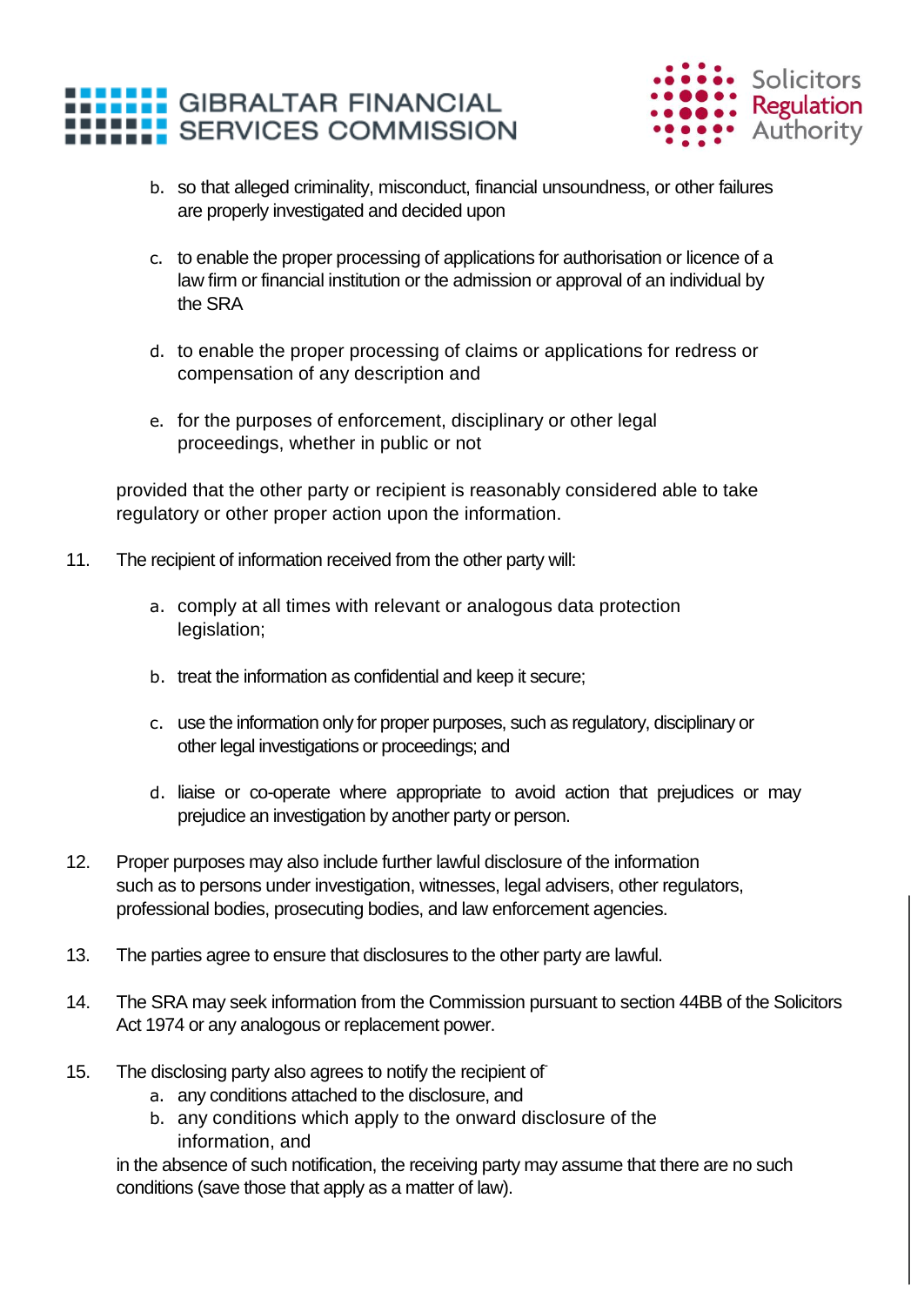b. so that alleged criminality, misconduct, financial unsoundness, or other failures are properly investigated and decided upon

c. to enable the proper processing of applications for authorisation or licence of a law firm or financial institution or the admission or approval of an individual by the SRA

d. to enable the proper processing of claims or applications for redress or compensation of any description and

e. for the purposes of enforcement, disciplinary or other legal proceedings, whether in public or not

provided that the other party or recipient is reasonably considered able to take regulatory or other proper action upon the information.

11. The recipient of information received from the other party will:

    a. comply at all times with relevant or analogous data protection legislation;

    b. treat the information as confidential and keep it secure;

    c. use the information only for proper purposes, such as regulatory, disciplinary or other legal investigations or proceedings; and

    d. liaise or co-operate where appropriate to avoid action that prejudices or may prejudice an investigation by another party or person.

12. Proper purposes may also include further lawful disclosure of the information such as to persons under investigation, witnesses, legal advisers, other regulators, professional bodies, prosecuting bodies, and law enforcement agencies.

13. The parties agree to ensure that disclosures to the other party are lawful.

14. The SRA may seek information from the Commission pursuant to section 44BB of the Solicitors Act 1974 or any analogous or replacement power.

15. The disclosing party also agrees to notify the recipient of

    a. any conditions attached to the disclosure, and
    b. any conditions which apply to the onward disclosure of the information, and

    in the absence of such notification, the receiving party may assume that there are no such conditions (save those that apply as a matter of law).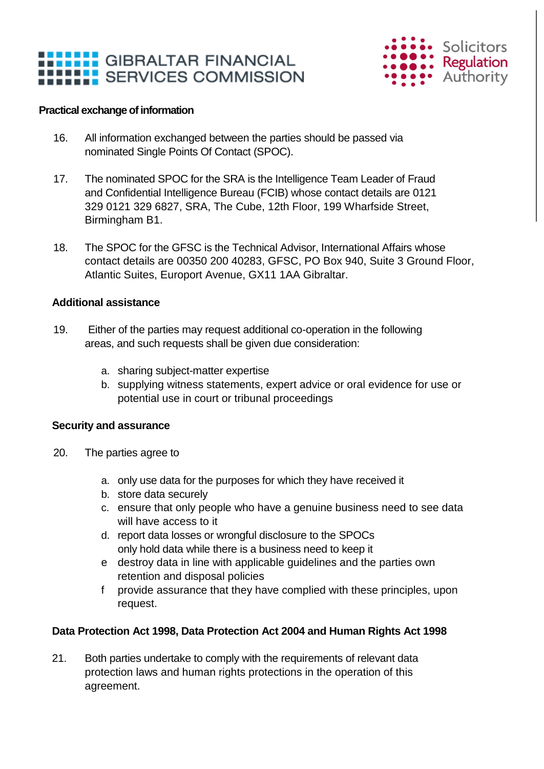**Practical exchange of information**

16. All information exchanged between the parties should be passed via nominated Single Points Of Contact (SPOC).

17. The nominated SPOC for the SRA is the Intelligence Team Leader of Fraud and Confidential Intelligence Bureau (FCIB) whose contact details are 0121 329 0121 329 6827, SRA, The Cube, 12th Floor, 199 Wharfside Street, Birmingham B1.

18. The SPOC for the GFSC is the Technical Advisor, International Affairs whose contact details are 00350 200 40283, GFSC, PO Box 940, Suite 3 Ground Floor, Atlantic Suites, Europort Avenue, GX11 1AA Gibraltar.

**Additional assistance**

19. Either of the parties may request additional co-operation in the following areas, and such requests shall be given due consideration:

    a. sharing subject-matter expertise
    b. supplying witness statements, expert advice or oral evidence for use or potential use in court or tribunal proceedings

**Security and assurance**

20. The parties agree to

    a. only use data for the purposes for which they have received it
    b. store data securely
    c. ensure that only people who have a genuine business need to see data will have access to it
    d. report data losses or wrongful disclosure to the SPOCs only hold data while there is a business need to keep it
    e destroy data in line with applicable guidelines and the parties own retention and disposal policies
    f provide assurance that they have complied with these principles, upon request.

**Data Protection Act 1998, Data Protection Act 2004 and Human Rights Act 1998**

21. Both parties undertake to comply with the requirements of relevant data protection laws and human rights protections in the operation of this agreement.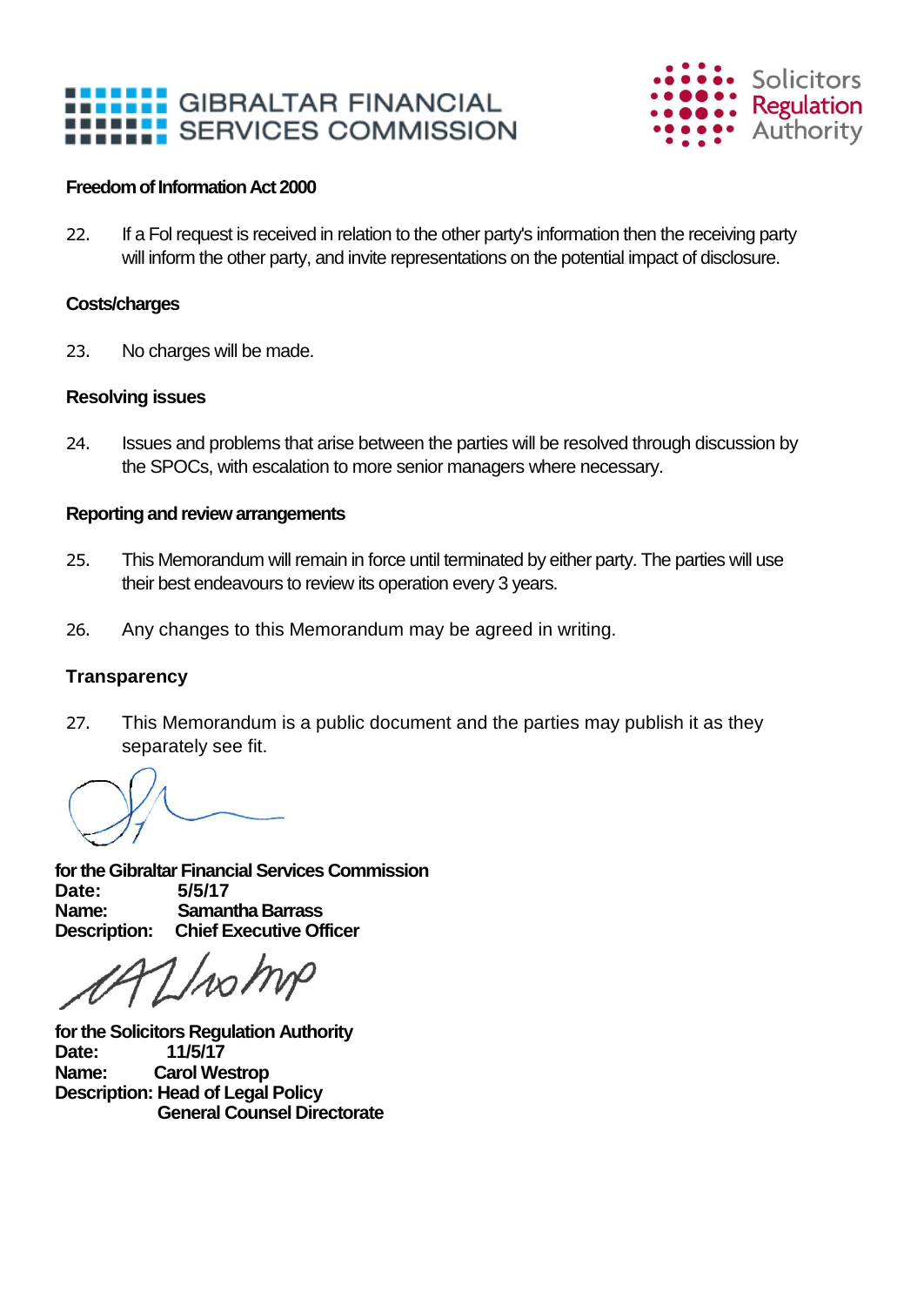GIBRALTAR FINANCIAL SERVICES COMMISSION

Solicitors Regulation Authority

**Freedom of Information Act 2000**

22. If a FoI request is received in relation to the other party's information then the receiving party will inform the other party, and invite representations on the potential impact of disclosure.

**Costs/charges**

23. No charges will be made.

**Resolving issues**

24. Issues and problems that arise between the parties will be resolved through discussion by the SPOCs, with escalation to more senior managers where necessary.

**Reporting and review arrangements**

25. This Memorandum will remain in force until terminated by either party. The parties will use their best endeavours to review its operation every 3 years.

26. Any changes to this Memorandum may be agreed in writing.

**Transparency**

27. This Memorandum is a public document and the parties may publish it as they separately see fit.

**for the Gibraltar Financial Services Commission**
**Date:** 5/5/17
**Name:** Samantha Barrass
**Description:** Chief Executive Officer

**for the Solicitors Regulation Authority**
**Date:** 11/5/17
**Name:** Carol Westrop
**Description:** Head of Legal Policy
General Counsel Directorate